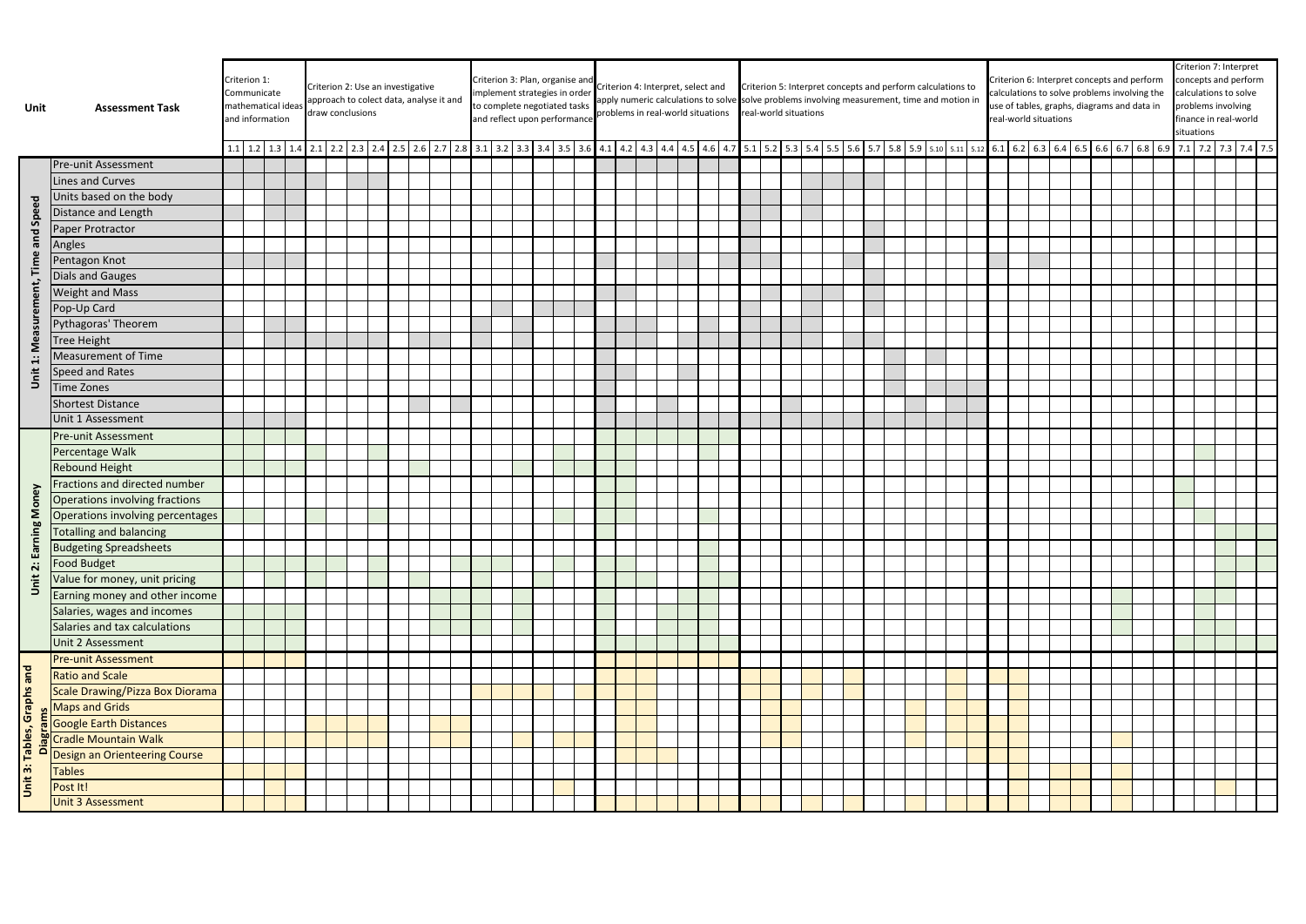| Unit | Assessment Task | Criterion 1: Communicate mathematical ideas and information | | | | Criterion 2: Use an investigative approach to colect data, analyse it and draw conclusions | | | | | | | | Criterion 3: Plan, organise and implement strategies in order to complete negotiated tasks and reflect upon performance | | | | | | Criterion 4: Interpret, select and apply numeric calculations to solve problems in real-world situations | | | | | | | Criterion 5: Interpret concepts and perform calculations to solve problems involving measurement, time and motion in real-world situations | | | | | | | | | | | | Criterion 6: Interpret concepts and perform calculations to solve problems involving the use of tables, graphs, diagrams and data in real-world situations | | | | | | | | | Criterion 7: Interpret concepts and perform calculations to solve problems involving finance in real-world situations | | | | |
|---|---|---|---|---|---|---|---|---|---|---|---|---|---|---|---|---|---|---|---|---|---|---|---|---|---|---|---|---|---|---|---|---|---|---|---|---|---|---|---|---|---|---|---|---|---|---|---|---|---|---|---|---|
| | | 1.1 | 1.2 | 1.3 | 1.4 | 2.1 | 2.2 | 2.3 | 2.4 | 2.5 | 2.6 | 2.7 | 2.8 | 3.1 | 3.2 | 3.3 | 3.4 | 3.5 | 3.6 | 4.1 | 4.2 | 4.3 | 4.4 | 4.5 | 4.6 | 4.7 | 5.1 | 5.2 | 5.3 | 5.4 | 5.5 | 5.6 | 5.7 | 5.8 | 5.9 | 5.10 | 5.11 | 5.12 | 6.1 | 6.2 | 6.3 | 6.4 | 6.5 | 6.6 | 6.7 | 6.8 | 6.9 | 7.1 | 7.2 | 7.3 | 7.4 | 7.5 |
| Unit 1: Measurement, Time and Speed | Pre-unit Assessment | | | | | | | | | | | | | | | | | | | | | | | | | | | | | | | | | | | | | | | | | | | | | | | | | | | |
| | Lines and Curves | | | | | | | | | | | | | | | | | | | | | | | | | | | | | | | | | | | | | | | | | | | | | | | | | | | |
| | Units based on the body | | | | | | | | | | | | | | | | | | | | | | | | | | | | | | | | | | | | | | | | | | | | | | | | | | | |
| | Distance and Length | | | | | | | | | | | | | | | | | | | | | | | | | | | | | | | | | | | | | | | | | | | | | | | | | | | |
| | Paper Protractor | | | | | | | | | | | | | | | | | | | | | | | | | | | | | | | | | | | | | | | | | | | | | | | | | | | |
| | Angles | | | | | | | | | | | | | | | | | | | | | | | | | | | | | | | | | | | | | | | | | | | | | | | | | | | |
| | Pentagon Knot | | | | | | | | | | | | | | | | | | | | | | | | | | | | | | | | | | | | | | | | | | | | | | | | | | | |
| | Dials and Gauges | | | | | | | | | | | | | | | | | | | | | | | | | | | | | | | | | | | | | | | | | | | | | | | | | | | |
| | Weight and Mass | | | | | | | | | | | | | | | | | | | | | | | | | | | | | | | | | | | | | | | | | | | | | | | | | | | |
| | Pop-Up Card | | | | | | | | | | | | | | | | | | | | | | | | | | | | | | | | | | | | | | | | | | | | | | | | | | | |
| | Pythagoras' Theorem | | | | | | | | | | | | | | | | | | | | | | | | | | | | | | | | | | | | | | | | | | | | | | | | | | | |
| | Tree Height | | | | | | | | | | | | | | | | | | | | | | | | | | | | | | | | | | | | | | | | | | | | | | | | | | | |
| | Measurement of Time | | | | | | | | | | | | | | | | | | | | | | | | | | | | | | | | | | | | | | | | | | | | | | | | | | | |
| | Speed and Rates | | | | | | | | | | | | | | | | | | | | | | | | | | | | | | | | | | | | | | | | | | | | | | | | | | | |
| | Time Zones | | | | | | | | | | | | | | | | | | | | | | | | | | | | | | | | | | | | | | | | | | | | | | | | | | | |
| | Shortest Distance | | | | | | | | | | | | | | | | | | | | | | | | | | | | | | | | | | | | | | | | | | | | | | | | | | | |
| | Unit 1 Assessment | | | | | | | | | | | | | | | | | | | | | | | | | | | | | | | | | | | | | | | | | | | | | | | | | | | |
| Unit 2: Earning Money | Pre-unit Assessment | | | | | | | | | | | | | | | | | | | | | | | | | | | | | | | | | | | | | | | | | | | | | | | | | | | |
| | Percentage Walk | | | | | | | | | | | | | | | | | | | | | | | | | | | | | | | | | | | | | | | | | | | | | | | | | | | |
| | Rebound Height | | | | | | | | | | | | | | | | | | | | | | | | | | | | | | | | | | | | | | | | | | | | | | | | | | | |
| | Fractions and directed number | | | | | | | | | | | | | | | | | | | | | | | | | | | | | | | | | | | | | | | | | | | | | | | | | | | |
| | Operations involving fractions | | | | | | | | | | | | | | | | | | | | | | | | | | | | | | | | | | | | | | | | | | | | | | | | | | | |
| | Operations involving percentages | | | | | | | | | | | | | | | | | | | | | | | | | | | | | | | | | | | | | | | | | | | | | | | | | | | |
| | Totalling and balancing | | | | | | | | | | | | | | | | | | | | | | | | | | | | | | | | | | | | | | | | | | | | | | | | | | | |
| | Budgeting Spreadsheets | | | | | | | | | | | | | | | | | | | | | | | | | | | | | | | | | | | | | | | | | | | | | | | | | | | |
| | Food Budget | | | | | | | | | | | | | | | | | | | | | | | | | | | | | | | | | | | | | | | | | | | | | | | | | | | |
| | Value for money, unit pricing | | | | | | | | | | | | | | | | | | | | | | | | | | | | | | | | | | | | | | | | | | | | | | | | | | | |
| | Earning money and other income | | | | | | | | | | | | | | | | | | | | | | | | | | | | | | | | | | | | | | | | | | | | | | | | | | | |
| | Salaries, wages and incomes | | | | | | | | | | | | | | | | | | | | | | | | | | | | | | | | | | | | | | | | | | | | | | | | | | | |
| | Salaries and tax calculations | | | | | | | | | | | | | | | | | | | | | | | | | | | | | | | | | | | | | | | | | | | | | | | | | | | |
| | Unit 2 Assessment | | | | | | | | | | | | | | | | | | | | | | | | | | | | | | | | | | | | | | | | | | | | | | | | | | | |
| Unit 3: Tables, Graphs and Diagrams | Pre-unit Assessment | | | | | | | | | | | | | | | | | | | | | | | | | | | | | | | | | | | | | | | | | | | | | | | | | | | |
| | Ratio and Scale | | | | | | | | | | | | | | | | | | | | | | | | | | | | | | | | | | | | | | | | | | | | | | | | | | | |
| | Scale Drawing/Pizza Box Diorama | | | | | | | | | | | | | | | | | | | | | | | | | | | | | | | | | | | | | | | | | | | | | | | | | | | |
| | Maps and Grids | | | | | | | | | | | | | | | | | | | | | | | | | | | | | | | | | | | | | | | | | | | | | | | | | | | |
| | Google Earth Distances | | | | | | | | | | | | | | | | | | | | | | | | | | | | | | | | | | | | | | | | | | | | | | | | | | | |
| | Cradle Mountain Walk | | | | | | | | | | | | | | | | | | | | | | | | | | | | | | | | | | | | | | | | | | | | | | | | | | | |
| | Design an Orienteering Course | | | | | | | | | | | | | | | | | | | | | | | | | | | | | | | | | | | | | | | | | | | | | | | | | | | |
| | Tables | | | | | | | | | | | | | | | | | | | | | | | | | | | | | | | | | | | | | | | | | | | | | | | | | | | |
| | Post It! | | | | | | | | | | | | | | | | | | | | | | | | | | | | | | | | | | | | | | | | | | | | | | | | | | | |
| | Unit 3 Assessment | | | | | | | | | | | | | | | | | | | | | | | | | | | | | | | | | | | | | | | | | | | | | | | | | | | |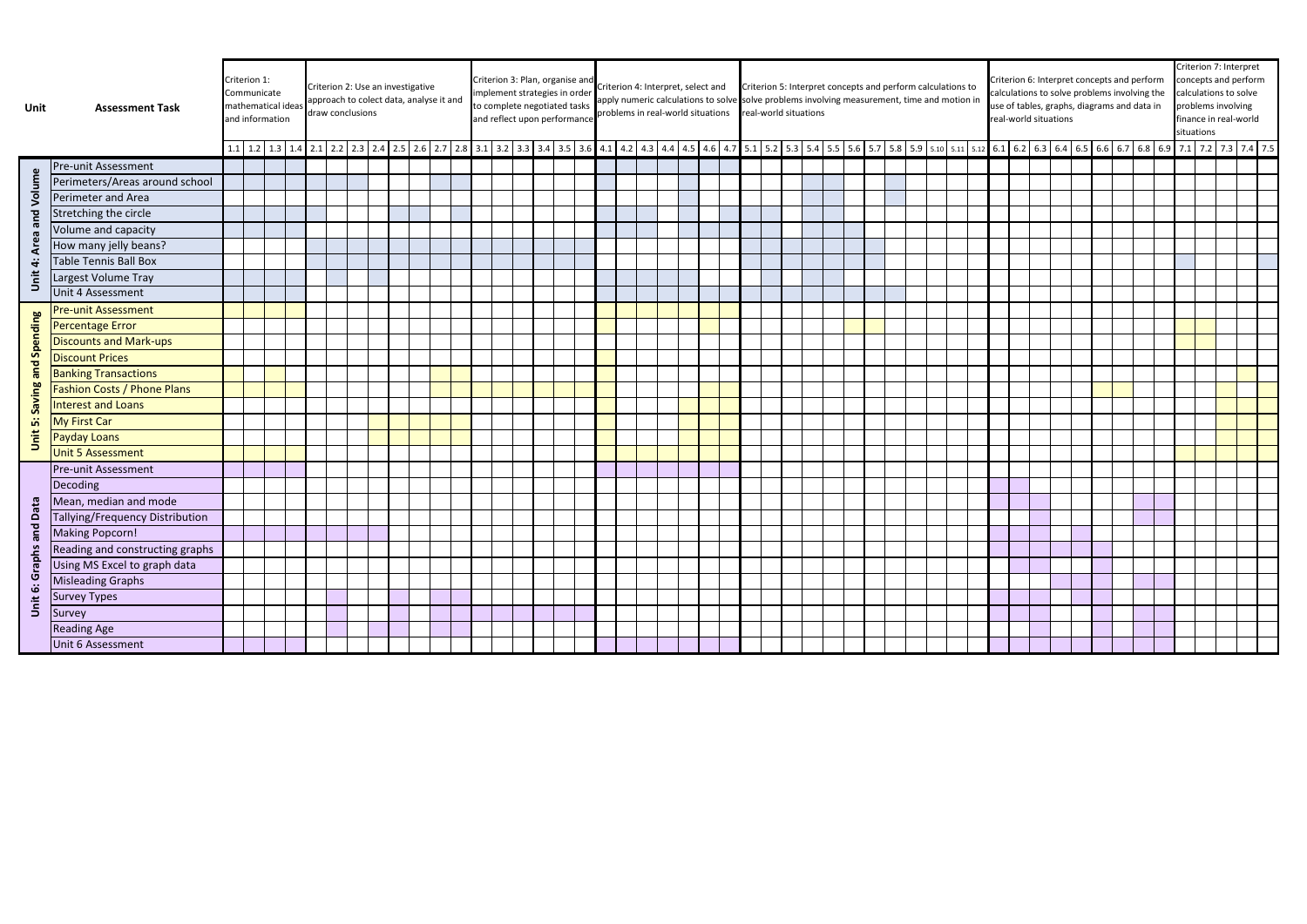| Unit | Assessment Task | Criterion 1: Communicate mathematical ideas and information | | | | Criterion 2: Use an investigative approach to colect data, analyse it and draw conclusions | | | | | | | | Criterion 3: Plan, organise and implement strategies in order to complete negotiated tasks and reflect upon performance | | | | | | Criterion 4: Interpret, select and apply numeric calculations to solve problems in real-world situations | | | | | | | Criterion 5: Interpret concepts and perform calculations to solve problems involving measurement, time and motion in real-world situations | | | | | | | | | | | | Criterion 6: Interpret concepts and perform calculations to solve problems involving the use of tables, graphs, diagrams and data in real-world situations | | | | | | | | | Criterion 7: Interpret concepts and perform calculations to solve problems involving finance in real-world situations | | | | |
|---|---|---|---|---|---|---|---|---|---|---|---|---|---|---|---|---|---|---|---|---|---|---|---|---|---|---|---|---|---|---|---|---|---|---|---|---|---|---|---|---|---|---|---|---|---|---|---|---|---|---|---|---|
| | | 1.1 | 1.2 | 1.3 | 1.4 | 2.1 | 2.2 | 2.3 | 2.4 | 2.5 | 2.6 | 2.7 | 2.8 | 3.1 | 3.2 | 3.3 | 3.4 | 3.5 | 3.6 | 4.1 | 4.2 | 4.3 | 4.4 | 4.5 | 4.6 | 4.7 | 5.1 | 5.2 | 5.3 | 5.4 | 5.5 | 5.6 | 5.7 | 5.8 | 5.9 | 5.10 | 5.11 | 5.12 | 6.1 | 6.2 | 6.3 | 6.4 | 6.5 | 6.6 | 6.7 | 6.8 | 6.9 | 7.1 | 7.2 | 7.3 | 7.4 | 7.5 |
| Unit 4: Area and Volume | Pre-unit Assessment | | | | | | | | | | | | | | | | | | | | | | | | | | | | | | | | | | | | | | | | | | | | | | | | | | | |
| | Perimeters/Areas around school | | | | | | | | | | | | | | | | | | | | | | | | | | | | | | | | | | | | | | | | | | | | | | | | | | | |
| | Perimeter and Area | | | | | | | | | | | | | | | | | | | | | | | | | | | | | | | | | | | | | | | | | | | | | | | | | | | |
| | Stretching the circle | | | | | | | | | | | | | | | | | | | | | | | | | | | | | | | | | | | | | | | | | | | | | | | | | | | |
| | Volume and capacity | | | | | | | | | | | | | | | | | | | | | | | | | | | | | | | | | | | | | | | | | | | | | | | | | | | |
| | How many jelly beans? | | | | | | | | | | | | | | | | | | | | | | | | | | | | | | | | | | | | | | | | | | | | | | | | | | | |
| | Table Tennis Ball Box | | | | | | | | | | | | | | | | | | | | | | | | | | | | | | | | | | | | | | | | | | | | | | | | | | | |
| | Largest Volume Tray | | | | | | | | | | | | | | | | | | | | | | | | | | | | | | | | | | | | | | | | | | | | | | | | | | | |
| | Unit 4 Assessment | | | | | | | | | | | | | | | | | | | | | | | | | | | | | | | | | | | | | | | | | | | | | | | | | | | |
| Unit 5: Saving and Spending | Pre-unit Assessment | | | | | | | | | | | | | | | | | | | | | | | | | | | | | | | | | | | | | | | | | | | | | | | | | | | |
| | Percentage Error | | | | | | | | | | | | | | | | | | | | | | | | | | | | | | | | | | | | | | | | | | | | | | | | | | | |
| | Discounts and Mark-ups | | | | | | | | | | | | | | | | | | | | | | | | | | | | | | | | | | | | | | | | | | | | | | | | | | | |
| | Discount Prices | | | | | | | | | | | | | | | | | | | | | | | | | | | | | | | | | | | | | | | | | | | | | | | | | | | |
| | Banking Transactions | | | | | | | | | | | | | | | | | | | | | | | | | | | | | | | | | | | | | | | | | | | | | | | | | | | |
| | Fashion Costs / Phone Plans | | | | | | | | | | | | | | | | | | | | | | | | | | | | | | | | | | | | | | | | | | | | | | | | | | | |
| | Interest and Loans | | | | | | | | | | | | | | | | | | | | | | | | | | | | | | | | | | | | | | | | | | | | | | | | | | | |
| | My First Car | | | | | | | | | | | | | | | | | | | | | | | | | | | | | | | | | | | | | | | | | | | | | | | | | | | |
| | Payday Loans | | | | | | | | | | | | | | | | | | | | | | | | | | | | | | | | | | | | | | | | | | | | | | | | | | | |
| | Unit 5 Assessment | | | | | | | | | | | | | | | | | | | | | | | | | | | | | | | | | | | | | | | | | | | | | | | | | | | |
| Unit 6: Graphs and Data | Pre-unit Assessment | | | | | | | | | | | | | | | | | | | | | | | | | | | | | | | | | | | | | | | | | | | | | | | | | | | |
| | Decoding | | | | | | | | | | | | | | | | | | | | | | | | | | | | | | | | | | | | | | | | | | | | | | | | | | | |
| | Mean, median and mode | | | | | | | | | | | | | | | | | | | | | | | | | | | | | | | | | | | | | | | | | | | | | | | | | | | |
| | Tallying/Frequency Distribution | | | | | | | | | | | | | | | | | | | | | | | | | | | | | | | | | | | | | | | | | | | | | | | | | | | |
| | Making Popcorn! | | | | | | | | | | | | | | | | | | | | | | | | | | | | | | | | | | | | | | | | | | | | | | | | | | | |
| | Reading and constructing graphs | | | | | | | | | | | | | | | | | | | | | | | | | | | | | | | | | | | | | | | | | | | | | | | | | | | |
| | Using MS Excel to graph data | | | | | | | | | | | | | | | | | | | | | | | | | | | | | | | | | | | | | | | | | | | | | | | | | | | |
| | Misleading Graphs | | | | | | | | | | | | | | | | | | | | | | | | | | | | | | | | | | | | | | | | | | | | | | | | | | | |
| | Survey Types | | | | | | | | | | | | | | | | | | | | | | | | | | | | | | | | | | | | | | | | | | | | | | | | | | | |
| | Survey | | | | | | | | | | | | | | | | | | | | | | | | | | | | | | | | | | | | | | | | | | | | | | | | | | | |
| | Reading Age | | | | | | | | | | | | | | | | | | | | | | | | | | | | | | | | | | | | | | | | | | | | | | | | | | | |
| | Unit 6 Assessment | | | | | | | | | | | | | | | | | | | | | | | | | | | | | | | | | | | | | | | | | | | | | | | | | | | |